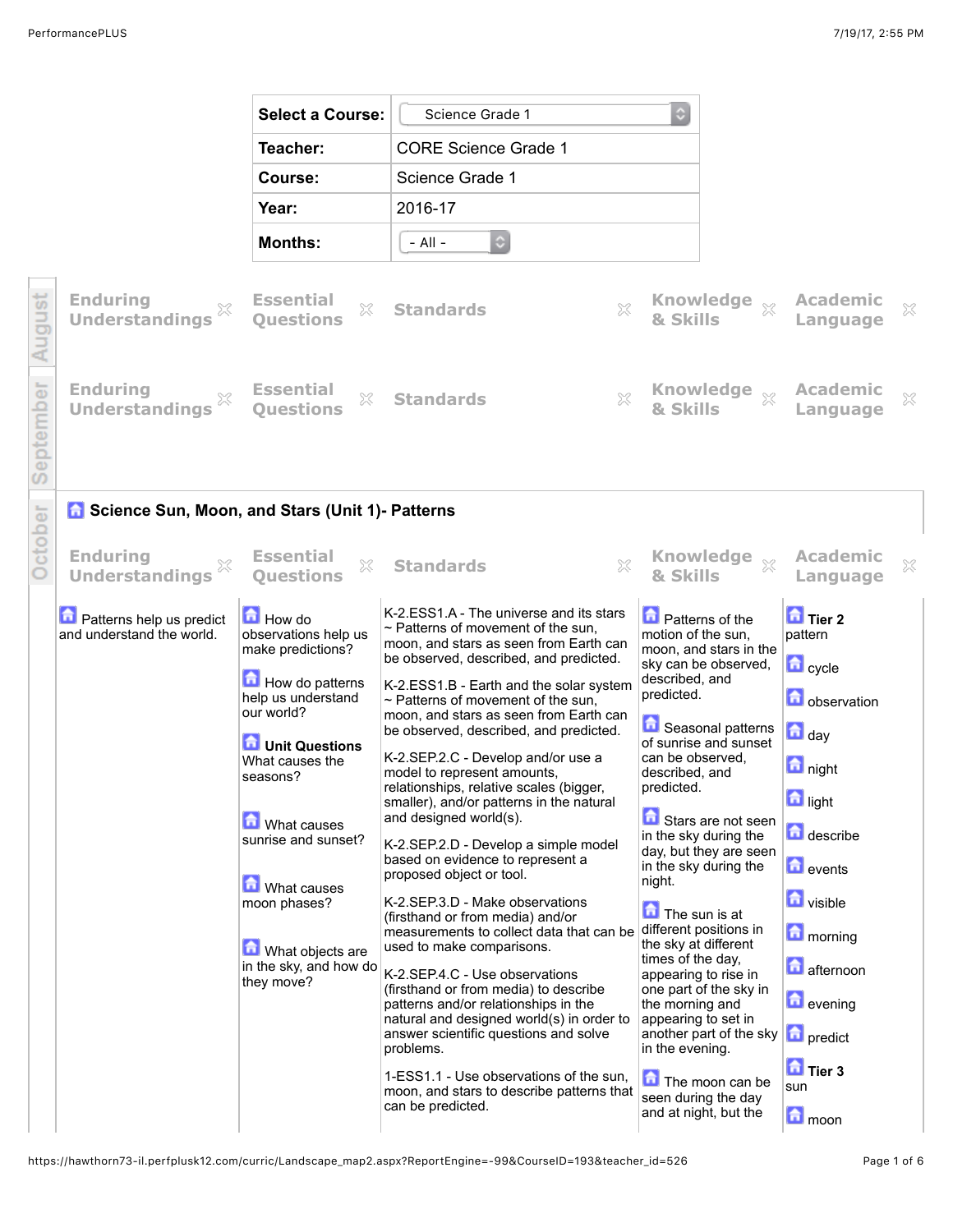| Select a Course: | Science Grade 1 |
| --- | --- |
| Teacher: | CORE Science Grade 1 |
| Course: | Science Grade 1 |
| Year: | 2016-17 |
| Months: | - All - |

## August

| Enduring Understandings | Essential Questions | Standards | Knowledge & Skills | Academic Language |
| --- | --- | --- | --- | --- |

## September

| Enduring Understandings | Essential Questions | Standards | Knowledge & Skills | Academic Language |
| --- | --- | --- | --- | --- |

## October

### Science Sun, Moon, and Stars (Unit 1)- Patterns

| Enduring Understandings | Essential Questions | Standards | Knowledge & Skills | Academic Language |
| --- | --- | --- | --- | --- |
| Patterns help us predict and understand the world. | How do observations help us make predictions?<br><br>How do patterns help us understand our world?<br><br>**Unit Questions** What causes the seasons?<br><br>What causes sunrise and sunset?<br><br>What causes moon phases?<br><br>What objects are in the sky, and how do they move? | K-2.ESS1.A - The universe and its stars ~ Patterns of movement of the sun, moon, and stars as seen from Earth can be observed, described, and predicted.<br><br>K-2.ESS1.B - Earth and the solar system ~ Patterns of movement of the sun, moon, and stars as seen from Earth can be observed, described, and predicted.<br><br>K-2.SEP.2.C - Develop and/or use a model to represent amounts, relationships, relative scales (bigger, smaller), and/or patterns in the natural and designed world(s).<br><br>K-2.SEP.2.D - Develop a simple model based on evidence to represent a proposed object or tool.<br><br>K-2.SEP.3.D - Make observations (firsthand or from media) and/or measurements to collect data that can be used to make comparisons.<br><br>K-2.SEP.4.C - Use observations (firsthand or from media) to describe patterns and/or relationships in the natural and designed world(s) in order to answer scientific questions and solve problems.<br><br>1-ESS1.1 - Use observations of the sun, moon, and stars to describe patterns that can be predicted. | Patterns of the motion of the sun, moon, and stars in the sky can be observed, described, and predicted.<br><br>Seasonal patterns of sunrise and sunset can be observed, described, and predicted.<br><br>Stars are not seen in the sky during the day, but they are seen in the sky during the night.<br><br>The sun is at different positions in the sky at different times of the day, appearing to rise in one part of the sky in the morning and appearing to set in another part of the sky in the evening.<br><br>The moon can be seen during the day and at night, but the | **Tier 2** pattern<br><br>cycle<br><br>observation<br><br>day<br><br>night<br><br>light<br><br>describe<br><br>events<br><br>visible<br><br>morning<br><br>afternoon<br><br>evening<br><br>predict<br><br>**Tier 3** sun<br><br>moon |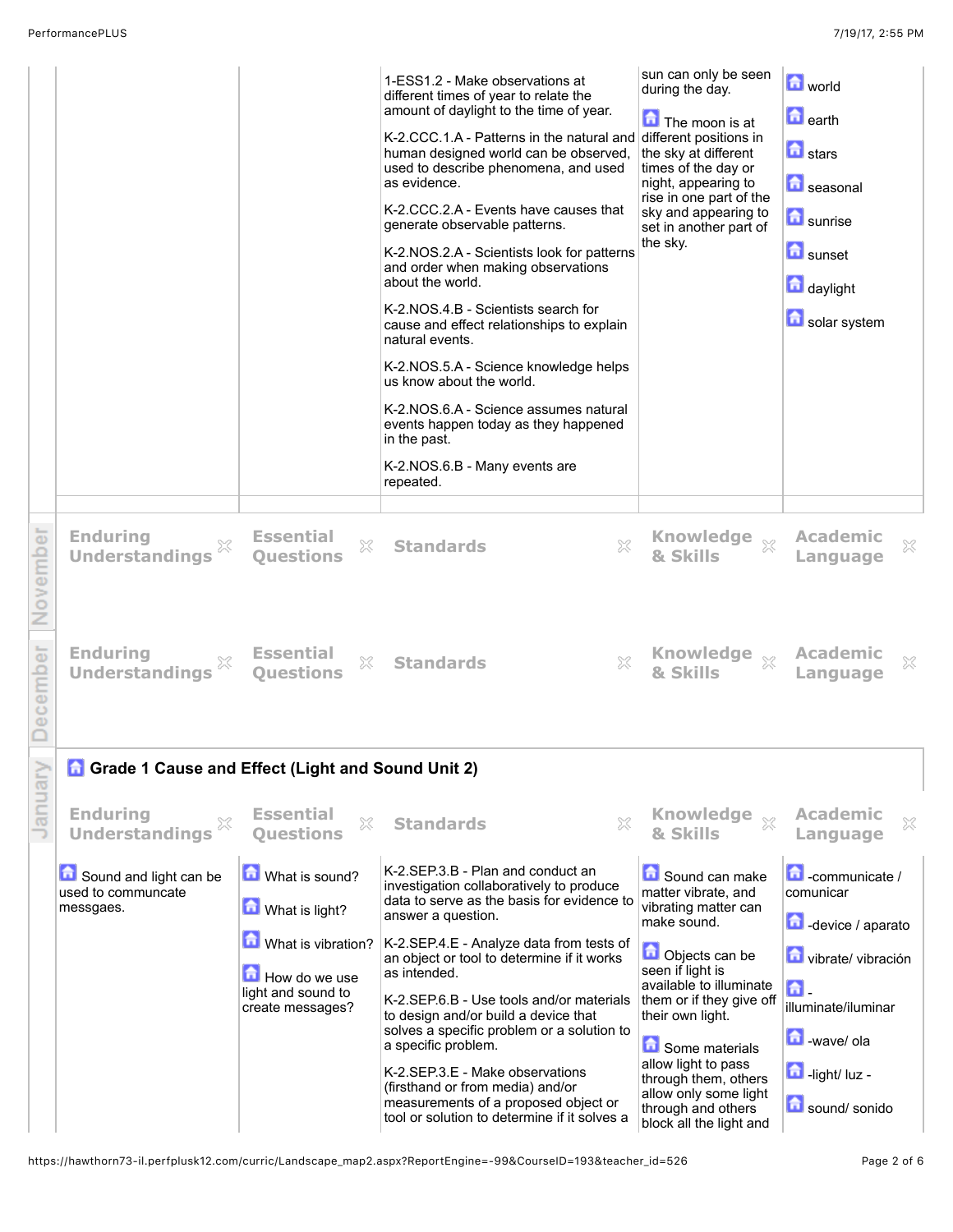| Enduring Understandings | Essential Questions | Standards | Knowledge & Skills | Academic Language |
|---|---|---|---|---|
| | | 1-ESS1.2 - Make observations at different times of year to relate the amount of daylight to the time of year.<br><br>K-2.CCC.1.A - Patterns in the natural and human designed world can be observed, used to describe phenomena, and used as evidence.<br><br>K-2.CCC.2.A - Events have causes that generate observable patterns.<br><br>K-2.NOS.2.A - Scientists look for patterns and order when making observations about the world.<br><br>K-2.NOS.4.B - Scientists search for cause and effect relationships to explain natural events.<br><br>K-2.NOS.5.A - Science knowledge helps us know about the world.<br><br>K-2.NOS.6.A - Science assumes natural events happen today as they happened in the past.<br><br>K-2.NOS.6.B - Many events are repeated. | sun can only be seen during the day.<br><br>The moon is at different positions in the sky at different times of the day or night, appearing to rise in one part of the sky and appearing to set in another part of the sky. | world<br><br>earth<br><br>stars<br><br>seasonal<br><br>sunrise<br><br>sunset<br><br>daylight<br><br>solar system |

## November

| Enduring Understandings | Essential Questions | Standards | Knowledge & Skills | Academic Language |
|---|---|---|---|---|

## December

| Enduring Understandings | Essential Questions | Standards | Knowledge & Skills | Academic Language |
|---|---|---|---|---|

## January

### Grade 1 Cause and Effect (Light and Sound Unit 2)

| Enduring Understandings | Essential Questions | Standards | Knowledge & Skills | Academic Language |
|---|---|---|---|---|
| Sound and light can be used to communcate messgaes. | What is sound?<br><br>What is light?<br><br>What is vibration?<br><br>How do we use light and sound to create messages? | K-2.SEP.3.B - Plan and conduct an investigation collaboratively to produce data to serve as the basis for evidence to answer a question.<br><br>K-2.SEP.4.E - Analyze data from tests of an object or tool to determine if it works as intended.<br><br>K-2.SEP.6.B - Use tools and/or materials to design and/or build a device that solves a specific problem or a solution to a specific problem.<br><br>K-2.SEP.3.E - Make observations (firsthand or from media) and/or measurements of a proposed object or tool or solution to determine if it solves a | Sound can make matter vibrate, and vibrating matter can make sound.<br><br>Objects can be seen if light is available to illuminate them or if they give off their own light.<br><br>Some materials allow light to pass through them, others allow only some light through and others block all the light and | -communicate / comunicar<br><br>-device / aparato<br><br>vibrate/ vibración<br><br>-illuminate/iluminar<br><br>-wave/ ola<br><br>-light/ luz -<br><br>sound/ sonido |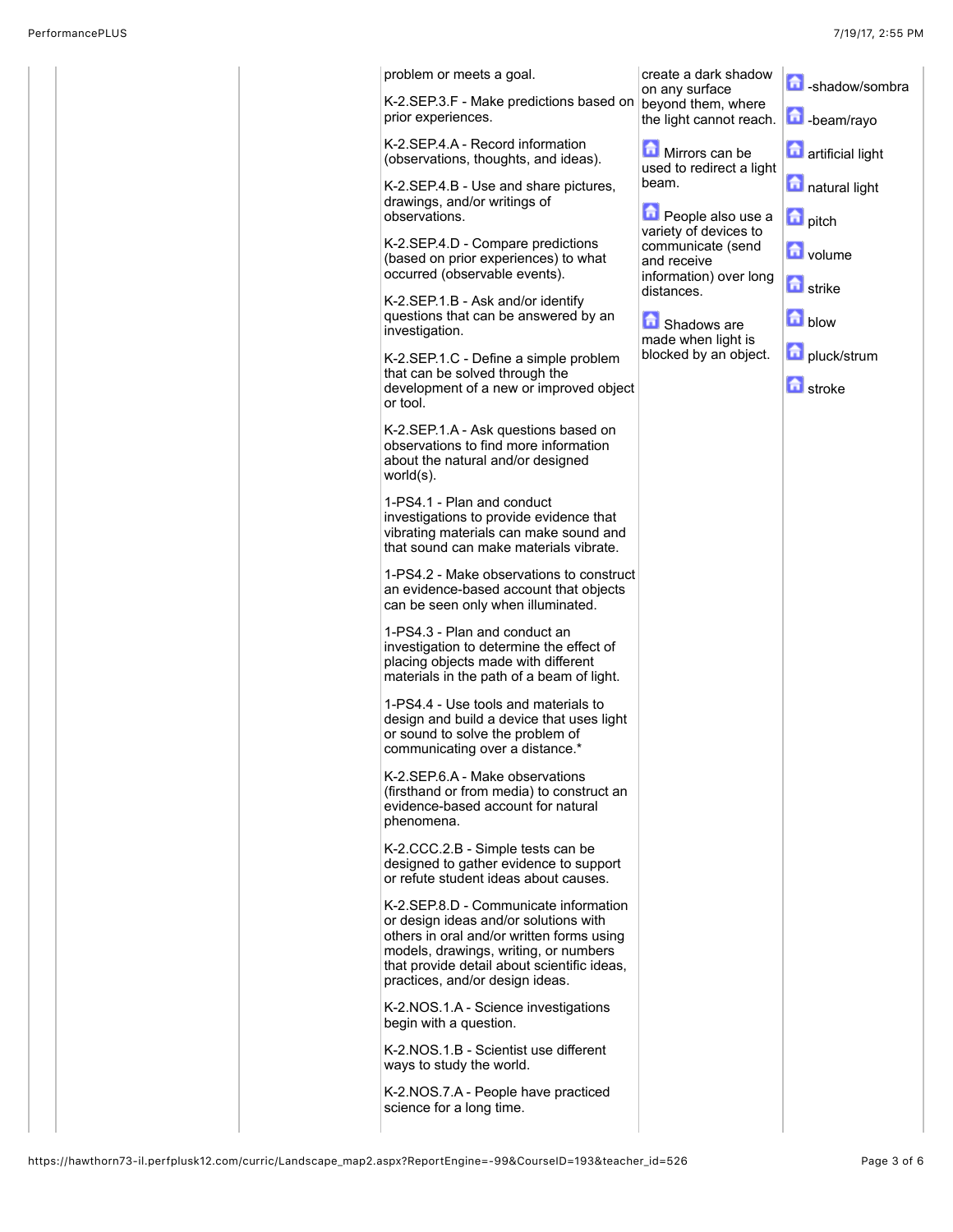| | | | | | |
|---|---|---|---|---|---|
| | | | problem or meets a goal.<br><br>K-2.SEP.3.F - Make predictions based on prior experiences.<br><br>K-2.SEP.4.A - Record information (observations, thoughts, and ideas).<br><br>K-2.SEP.4.B - Use and share pictures, drawings, and/or writings of observations.<br><br>K-2.SEP.4.D - Compare predictions (based on prior experiences) to what occurred (observable events).<br><br>K-2.SEP.1.B - Ask and/or identify questions that can be answered by an investigation.<br><br>K-2.SEP.1.C - Define a simple problem that can be solved through the development of a new or improved object or tool.<br><br>K-2.SEP.1.A - Ask questions based on observations to find more information about the natural and/or designed world(s).<br><br>1-PS4.1 - Plan and conduct investigations to provide evidence that vibrating materials can make sound and that sound can make materials vibrate.<br><br>1-PS4.2 - Make observations to construct an evidence-based account that objects can be seen only when illuminated.<br><br>1-PS4.3 - Plan and conduct an investigation to determine the effect of placing objects made with different materials in the path of a beam of light.<br><br>1-PS4.4 - Use tools and materials to design and build a device that uses light or sound to solve the problem of communicating over a distance.*<br><br>K-2.SEP.6.A - Make observations (firsthand or from media) to construct an evidence-based account for natural phenomena.<br><br>K-2.CCC.2.B - Simple tests can be designed to gather evidence to support or refute student ideas about causes.<br><br>K-2.SEP.8.D - Communicate information or design ideas and/or solutions with others in oral and/or written forms using models, drawings, writing, or numbers that provide detail about scientific ideas, practices, and/or design ideas.<br><br>K-2.NOS.1.A - Science investigations begin with a question.<br><br>K-2.NOS.1.B - Scientist use different ways to study the world.<br><br>K-2.NOS.7.A - People have practiced science for a long time. | create a dark shadow on any surface beyond them, where the light cannot reach.<br><br>Mirrors can be used to redirect a light beam.<br><br>People also use a variety of devices to communicate (send and receive information) over long distances.<br><br>Shadows are made when light is blocked by an object. | -shadow/sombra<br><br>-beam/rayo<br><br>artificial light<br><br>natural light<br><br>pitch<br><br>volume<br><br>strike<br><br>blow<br><br>pluck/strum<br><br>stroke |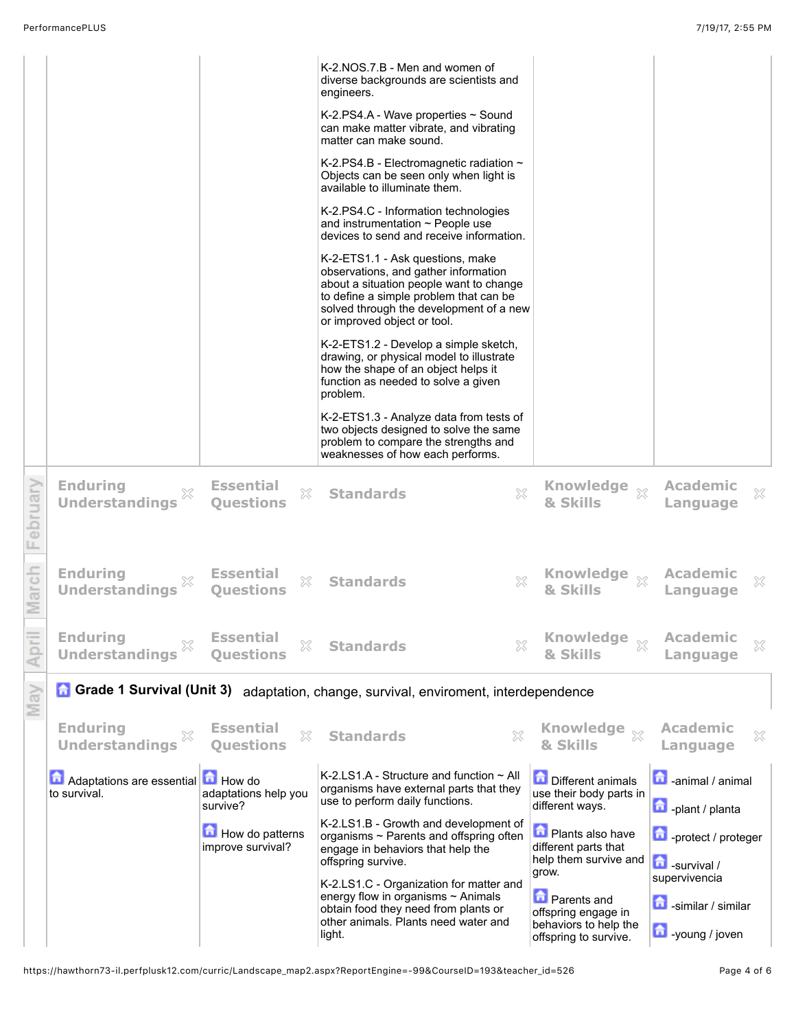| | | Standards | | |
|---|---|---|---|---|
| | | K-2.NOS.7.B - Men and women of diverse backgrounds are scientists and engineers.<br><br>K-2.PS4.A - Wave properties ~ Sound can make matter vibrate, and vibrating matter can make sound.<br><br>K-2.PS4.B - Electromagnetic radiation ~ Objects can be seen only when light is available to illuminate them.<br><br>K-2.PS4.C - Information technologies and instrumentation ~ People use devices to send and receive information.<br><br>K-2-ETS1.1 - Ask questions, make observations, and gather information about a situation people want to change to define a simple problem that can be solved through the development of a new or improved object or tool.<br><br>K-2-ETS1.2 - Develop a simple sketch, drawing, or physical model to illustrate how the shape of an object helps it function as needed to solve a given problem.<br><br>K-2-ETS1.3 - Analyze data from tests of two objects designed to solve the same problem to compare the strengths and weaknesses of how each performs. | | |

## February

| Enduring Understandings | Essential Questions | Standards | Knowledge & Skills | Academic Language |
|---|---|---|---|---|

## March

| Enduring Understandings | Essential Questions | Standards | Knowledge & Skills | Academic Language |
|---|---|---|---|---|

## April

| Enduring Understandings | Essential Questions | Standards | Knowledge & Skills | Academic Language |
|---|---|---|---|---|

## May

**Grade 1 Survival (Unit 3)** adaptation, change, survival, enviroment, interdependence

| Enduring Understandings | Essential Questions | Standards | Knowledge & Skills | Academic Language |
|---|---|---|---|---|
| Adaptations are essential to survival. | How do adaptations help you survive?<br><br>How do patterns improve survival? | K-2.LS1.A - Structure and function ~ All organisms have external parts that they use to perform daily functions.<br><br>K-2.LS1.B - Growth and development of organisms ~ Parents and offspring often engage in behaviors that help the offspring survive.<br><br>K-2.LS1.C - Organization for matter and energy flow in organisms ~ Animals obtain food they need from plants or other animals. Plants need water and light. | Different animals use their body parts in different ways.<br><br>Plants also have different parts that help them survive and grow.<br><br>Parents and offspring engage in behaviors to help the offspring to survive. | -animal / animal<br><br>-plant / planta<br><br>-protect / proteger<br><br>-survival / supervivencia<br><br>-similar / similar<br><br>-young / joven |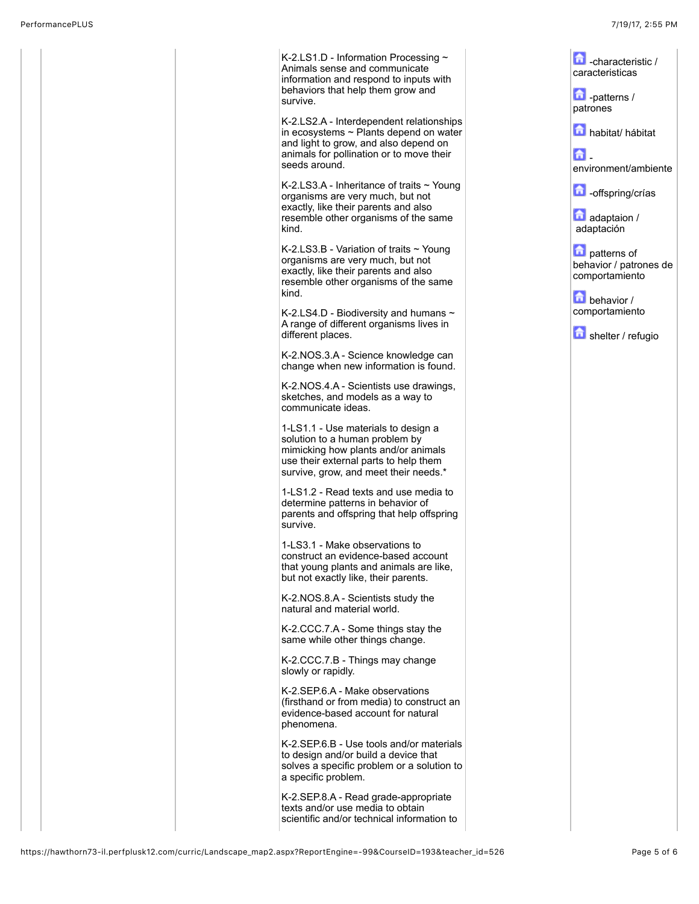| | | | Standards | | Vocabulary |
|---|---|---|---|---|---|
| | | | K-2.LS1.D - Information Processing ~ Animals sense and communicate information and respond to inputs with behaviors that help them grow and survive.<br><br>K-2.LS2.A - Interdependent relationships in ecosystems ~ Plants depend on water and light to grow, and also depend on animals for pollination or to move their seeds around.<br><br>K-2.LS3.A - Inheritance of traits ~ Young organisms are very much, but not exactly, like their parents and also resemble other organisms of the same kind.<br><br>K-2.LS3.B - Variation of traits ~ Young organisms are very much, but not exactly, like their parents and also resemble other organisms of the same kind.<br><br>K-2.LS4.D - Biodiversity and humans ~ A range of different organisms lives in different places.<br><br>K-2.NOS.3.A - Science knowledge can change when new information is found.<br><br>K-2.NOS.4.A - Scientists use drawings, sketches, and models as a way to communicate ideas.<br><br>1-LS1.1 - Use materials to design a solution to a human problem by mimicking how plants and/or animals use their external parts to help them survive, grow, and meet their needs.*<br><br>1-LS1.2 - Read texts and use media to determine patterns in behavior of parents and offspring that help offspring survive.<br><br>1-LS3.1 - Make observations to construct an evidence-based account that young plants and animals are like, but not exactly like, their parents.<br><br>K-2.NOS.8.A - Scientists study the natural and material world.<br><br>K-2.CCC.7.A - Some things stay the same while other things change.<br><br>K-2.CCC.7.B - Things may change slowly or rapidly.<br><br>K-2.SEP.6.A - Make observations (firsthand or from media) to construct an evidence-based account for natural phenomena.<br><br>K-2.SEP.6.B - Use tools and/or materials to design and/or build a device that solves a specific problem or a solution to a specific problem.<br><br>K-2.SEP.8.A - Read grade-appropriate texts and/or use media to obtain scientific and/or technical information to | | -characteristic / caracteristicas<br><br>-patterns / patrones<br><br>habitat/ hábitat<br><br>-environment/ambiente<br><br>-offspring/crías<br><br>adaptaion / adaptación<br><br>patterns of behavior / patrones de comportamiento<br><br>behavior / comportamiento<br><br>shelter / refugio |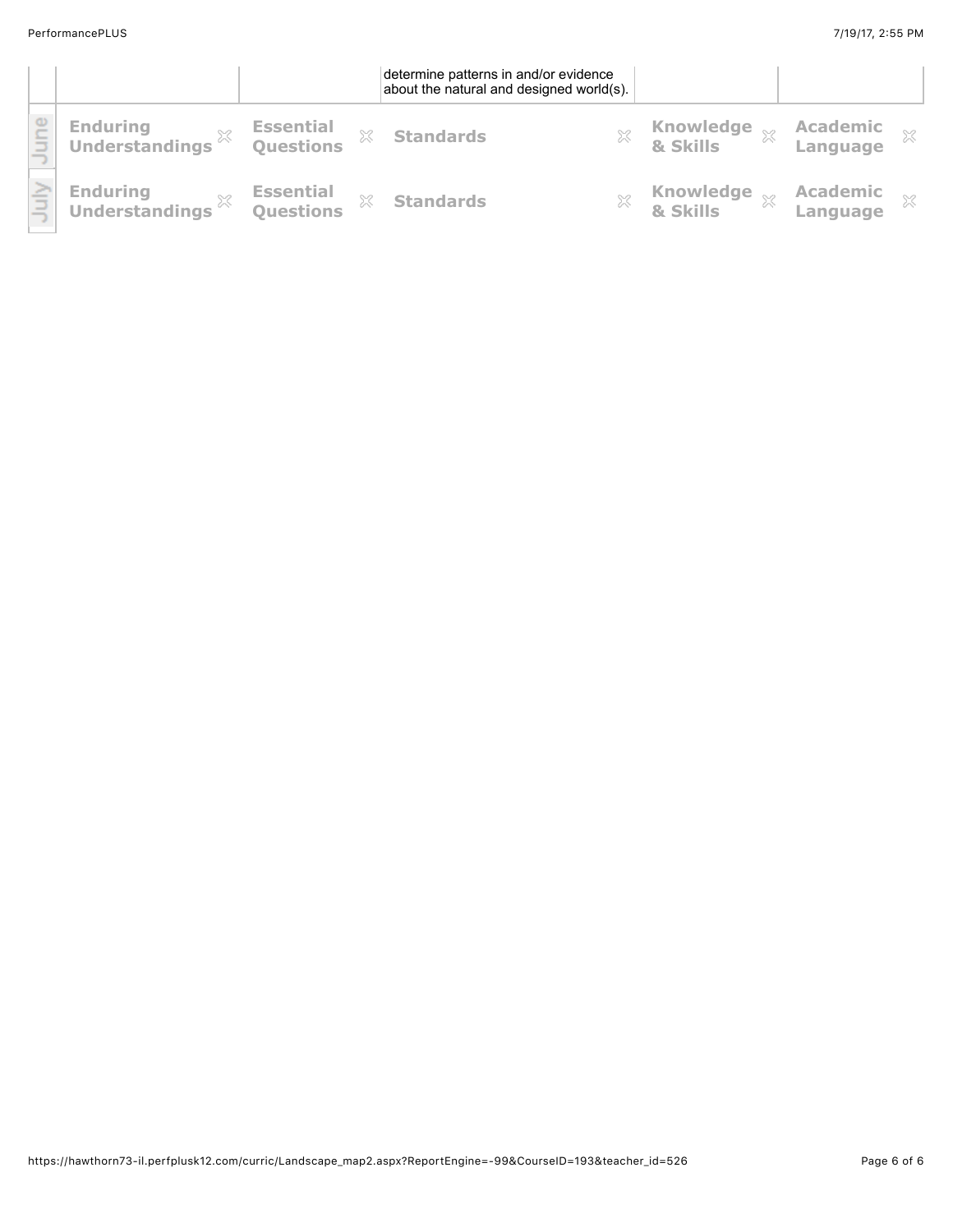| | | | | | |
|---|---|---|---|---|---|
| | | | determine patterns in and/or evidence about the natural and designed world(s). | | |
| June | Enduring Understandings | Essential Questions | Standards | Knowledge & Skills | Academic Language |
| July | Enduring Understandings | Essential Questions | Standards | Knowledge & Skills | Academic Language |